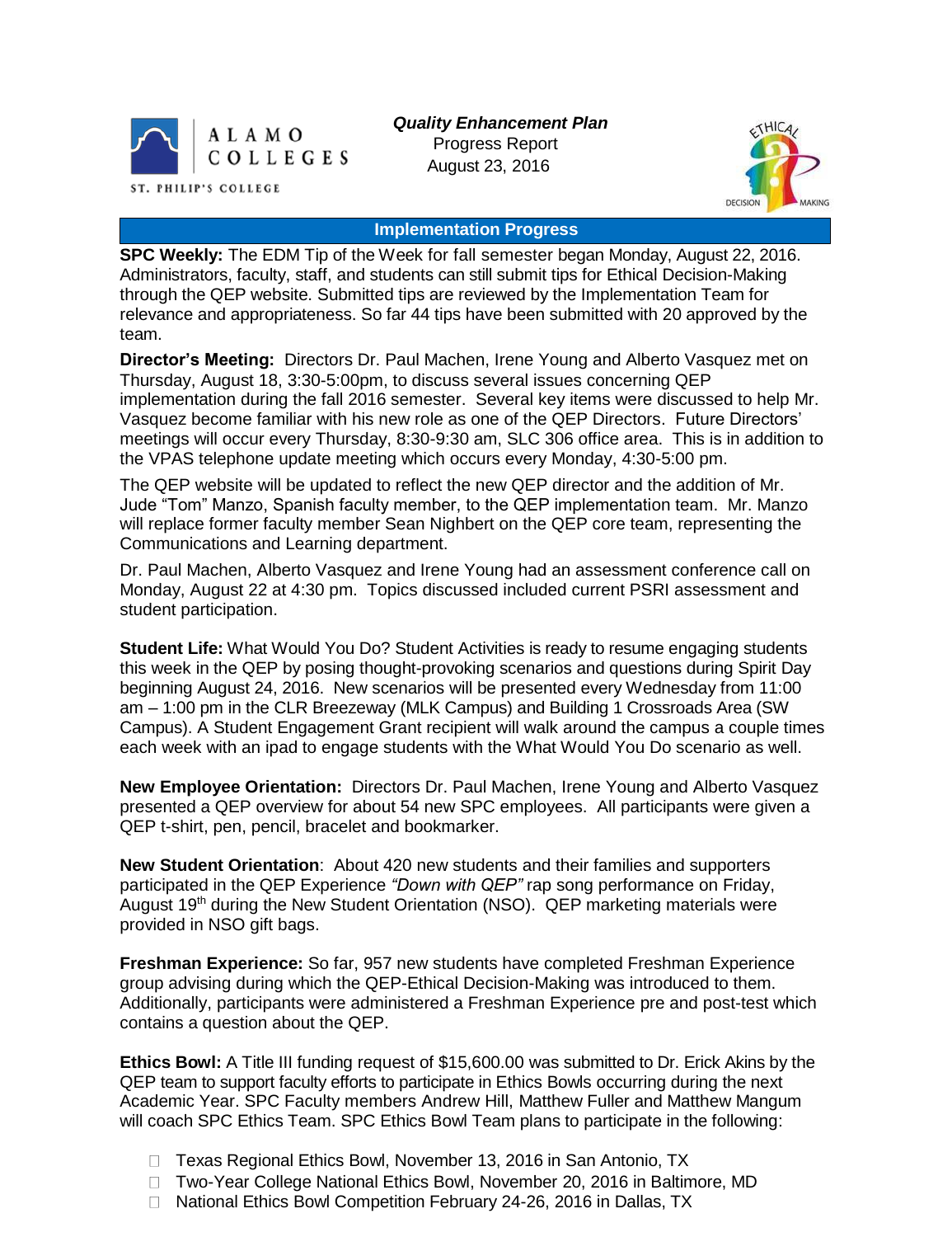ALAMO COLLEGES
ST. PHILIP'S COLLEGE

***Quality Enhancement Plan***
Progress Report
August 23, 2016

## Implementation Progress

**SPC Weekly:** The EDM Tip of the Week for fall semester began Monday, August 22, 2016. Administrators, faculty, staff, and students can still submit tips for Ethical Decision-Making through the QEP website. Submitted tips are reviewed by the Implementation Team for relevance and appropriateness. So far 44 tips have been submitted with 20 approved by the team.

**Director's Meeting:** Directors Dr. Paul Machen, Irene Young and Alberto Vasquez met on Thursday, August 18, 3:30-5:00pm, to discuss several issues concerning QEP implementation during the fall 2016 semester. Several key items were discussed to help Mr. Vasquez become familiar with his new role as one of the QEP Directors. Future Directors' meetings will occur every Thursday, 8:30-9:30 am, SLC 306 office area. This is in addition to the VPAS telephone update meeting which occurs every Monday, 4:30-5:00 pm.

The QEP website will be updated to reflect the new QEP director and the addition of Mr. Jude "Tom" Manzo, Spanish faculty member, to the QEP implementation team. Mr. Manzo will replace former faculty member Sean Nighbert on the QEP core team, representing the Communications and Learning department.

Dr. Paul Machen, Alberto Vasquez and Irene Young had an assessment conference call on Monday, August 22 at 4:30 pm. Topics discussed included current PSRI assessment and student participation.

**Student Life:** What Would You Do? Student Activities is ready to resume engaging students this week in the QEP by posing thought-provoking scenarios and questions during Spirit Day beginning August 24, 2016. New scenarios will be presented every Wednesday from 11:00 am – 1:00 pm in the CLR Breezeway (MLK Campus) and Building 1 Crossroads Area (SW Campus). A Student Engagement Grant recipient will walk around the campus a couple times each week with an ipad to engage students with the What Would You Do scenario as well.

**New Employee Orientation:** Directors Dr. Paul Machen, Irene Young and Alberto Vasquez presented a QEP overview for about 54 new SPC employees. All participants were given a QEP t-shirt, pen, pencil, bracelet and bookmarker.

**New Student Orientation**: About 420 new students and their families and supporters participated in the QEP Experience *"Down with QEP"* rap song performance on Friday, August 19th during the New Student Orientation (NSO). QEP marketing materials were provided in NSO gift bags.

**Freshman Experience:** So far, 957 new students have completed Freshman Experience group advising during which the QEP-Ethical Decision-Making was introduced to them. Additionally, participants were administered a Freshman Experience pre and post-test which contains a question about the QEP.

**Ethics Bowl:** A Title III funding request of $15,600.00 was submitted to Dr. Erick Akins by the QEP team to support faculty efforts to participate in Ethics Bowls occurring during the next Academic Year. SPC Faculty members Andrew Hill, Matthew Fuller and Matthew Mangum will coach SPC Ethics Team. SPC Ethics Bowl Team plans to participate in the following:

- Texas Regional Ethics Bowl, November 13, 2016 in San Antonio, TX
- Two-Year College National Ethics Bowl, November 20, 2016 in Baltimore, MD
- National Ethics Bowl Competition February 24-26, 2016 in Dallas, TX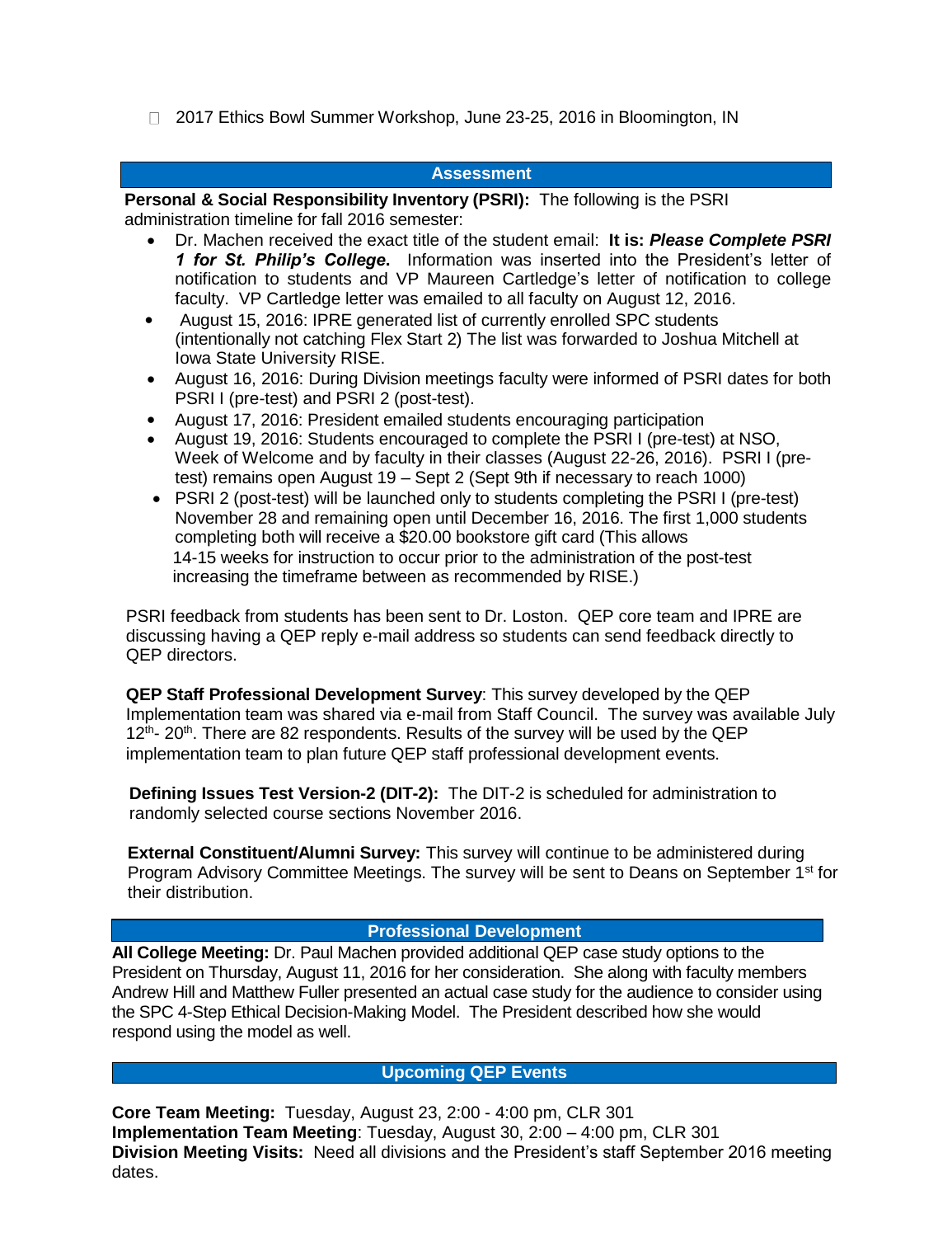- 2017 Ethics Bowl Summer Workshop, June 23-25, 2016 in Bloomington, IN

## Assessment

**Personal & Social Responsibility Inventory (PSRI):** The following is the PSRI administration timeline for fall 2016 semester:

- Dr. Machen received the exact title of the student email: **It is: *Please Complete PSRI 1 for St. Philip's College*.** Information was inserted into the President's letter of notification to students and VP Maureen Cartledge's letter of notification to college faculty. VP Cartledge letter was emailed to all faculty on August 12, 2016.
- August 15, 2016: IPRE generated list of currently enrolled SPC students (intentionally not catching Flex Start 2) The list was forwarded to Joshua Mitchell at Iowa State University RISE.
- August 16, 2016: During Division meetings faculty were informed of PSRI dates for both PSRI I (pre-test) and PSRI 2 (post-test).
- August 17, 2016: President emailed students encouraging participation
- August 19, 2016: Students encouraged to complete the PSRI I (pre-test) at NSO, Week of Welcome and by faculty in their classes (August 22-26, 2016). PSRI I (pre-test) remains open August 19 – Sept 2 (Sept 9th if necessary to reach 1000)
- PSRI 2 (post-test) will be launched only to students completing the PSRI I (pre-test) November 28 and remaining open until December 16, 2016. The first 1,000 students completing both will receive a $20.00 bookstore gift card (This allows 14-15 weeks for instruction to occur prior to the administration of the post-test increasing the timeframe between as recommended by RISE.)

PSRI feedback from students has been sent to Dr. Loston. QEP core team and IPRE are discussing having a QEP reply e-mail address so students can send feedback directly to QEP directors.

**QEP Staff Professional Development Survey**: This survey developed by the QEP Implementation team was shared via e-mail from Staff Council. The survey was available July 12th- 20th. There are 82 respondents. Results of the survey will be used by the QEP implementation team to plan future QEP staff professional development events.

**Defining Issues Test Version-2 (DIT-2):** The DIT-2 is scheduled for administration to randomly selected course sections November 2016.

**External Constituent/Alumni Survey:** This survey will continue to be administered during Program Advisory Committee Meetings. The survey will be sent to Deans on September 1st for their distribution.

## Professional Development

**All College Meeting:** Dr. Paul Machen provided additional QEP case study options to the President on Thursday, August 11, 2016 for her consideration. She along with faculty members Andrew Hill and Matthew Fuller presented an actual case study for the audience to consider using the SPC 4-Step Ethical Decision-Making Model. The President described how she would respond using the model as well.

## Upcoming QEP Events

**Core Team Meeting:** Tuesday, August 23, 2:00 - 4:00 pm, CLR 301
**Implementation Team Meeting**: Tuesday, August 30, 2:00 – 4:00 pm, CLR 301
**Division Meeting Visits:** Need all divisions and the President's staff September 2016 meeting dates.